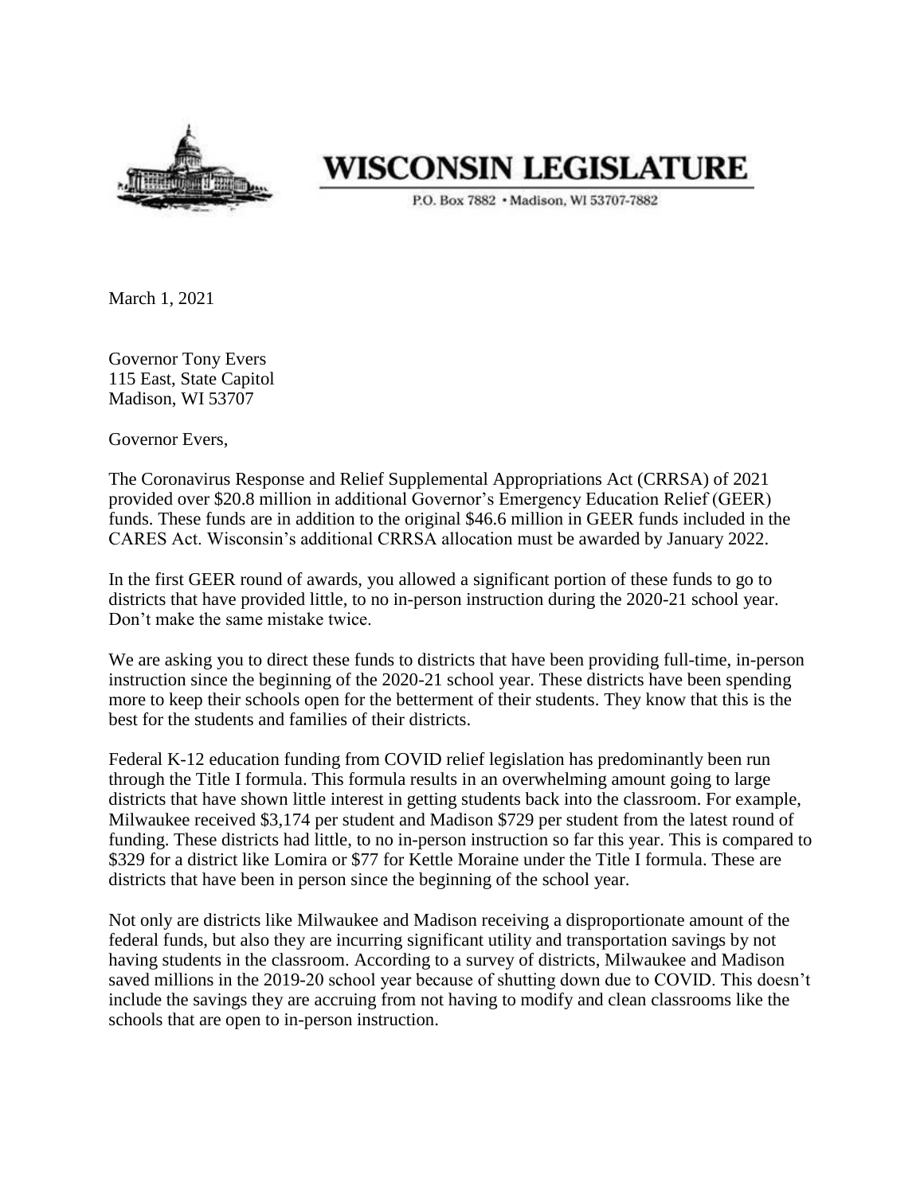# WISCONSIN LEGISLATURE

P.O. Box 7882 • Madison, WI 53707-7882

March 1, 2021

Governor Tony Evers
115 East, State Capitol
Madison, WI 53707

Governor Evers,

The Coronavirus Response and Relief Supplemental Appropriations Act (CRRSA) of 2021 provided over $20.8 million in additional Governor's Emergency Education Relief (GEER) funds. These funds are in addition to the original $46.6 million in GEER funds included in the CARES Act. Wisconsin's additional CRRSA allocation must be awarded by January 2022.

In the first GEER round of awards, you allowed a significant portion of these funds to go to districts that have provided little, to no in-person instruction during the 2020-21 school year. Don't make the same mistake twice.

We are asking you to direct these funds to districts that have been providing full-time, in-person instruction since the beginning of the 2020-21 school year. These districts have been spending more to keep their schools open for the betterment of their students. They know that this is the best for the students and families of their districts.

Federal K-12 education funding from COVID relief legislation has predominantly been run through the Title I formula. This formula results in an overwhelming amount going to large districts that have shown little interest in getting students back into the classroom. For example, Milwaukee received $3,174 per student and Madison $729 per student from the latest round of funding. These districts had little, to no in-person instruction so far this year. This is compared to $329 for a district like Lomira or $77 for Kettle Moraine under the Title I formula. These are districts that have been in person since the beginning of the school year.

Not only are districts like Milwaukee and Madison receiving a disproportionate amount of the federal funds, but also they are incurring significant utility and transportation savings by not having students in the classroom. According to a survey of districts, Milwaukee and Madison saved millions in the 2019-20 school year because of shutting down due to COVID. This doesn't include the savings they are accruing from not having to modify and clean classrooms like the schools that are open to in-person instruction.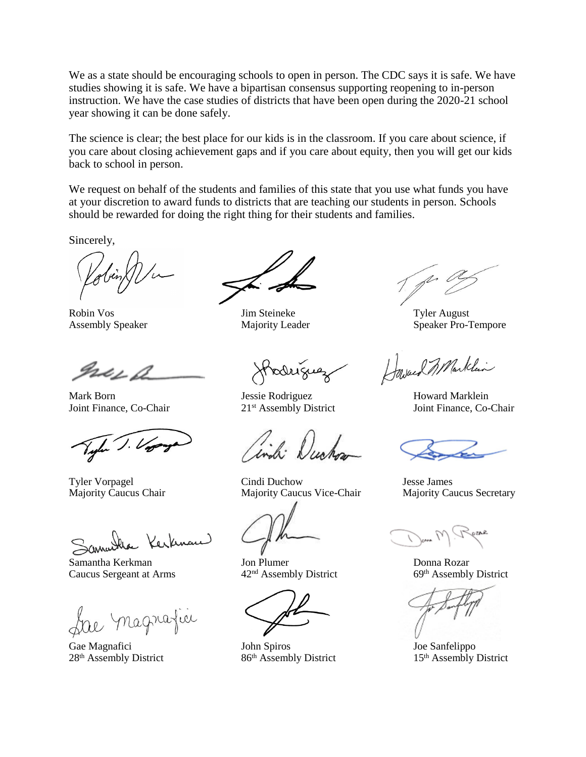We as a state should be encouraging schools to open in person. The CDC says it is safe. We have studies showing it is safe. We have a bipartisan consensus supporting reopening to in-person instruction. We have the case studies of districts that have been open during the 2020-21 school year showing it can be done safely.

The science is clear; the best place for our kids is in the classroom. If you care about science, if you care about closing achievement gaps and if you care about equity, then you will get our kids back to school in person.

We request on behalf of the students and families of this state that you use what funds you have at your discretion to award funds to districts that are teaching our students in person. Schools should be rewarded for doing the right thing for their students and families.

Sincerely,

Robin Vos
Assembly Speaker

Jim Steineke
Majority Leader

Tyler August
Speaker Pro-Tempore

Mark Born
Joint Finance, Co-Chair

Jessie Rodriguez
21st Assembly District

Howard Marklein
Joint Finance, Co-Chair

Tyler Vorpagel
Majority Caucus Chair

Cindi Duchow
Majority Caucus Vice-Chair

Jesse James
Majority Caucus Secretary

Samantha Kerkman
Caucus Sergeant at Arms

Jon Plumer
42nd Assembly District

Donna Rozar
69th Assembly District

Gae Magnafici
28th Assembly District

John Spiros
86th Assembly District

Joe Sanfelippo
15th Assembly District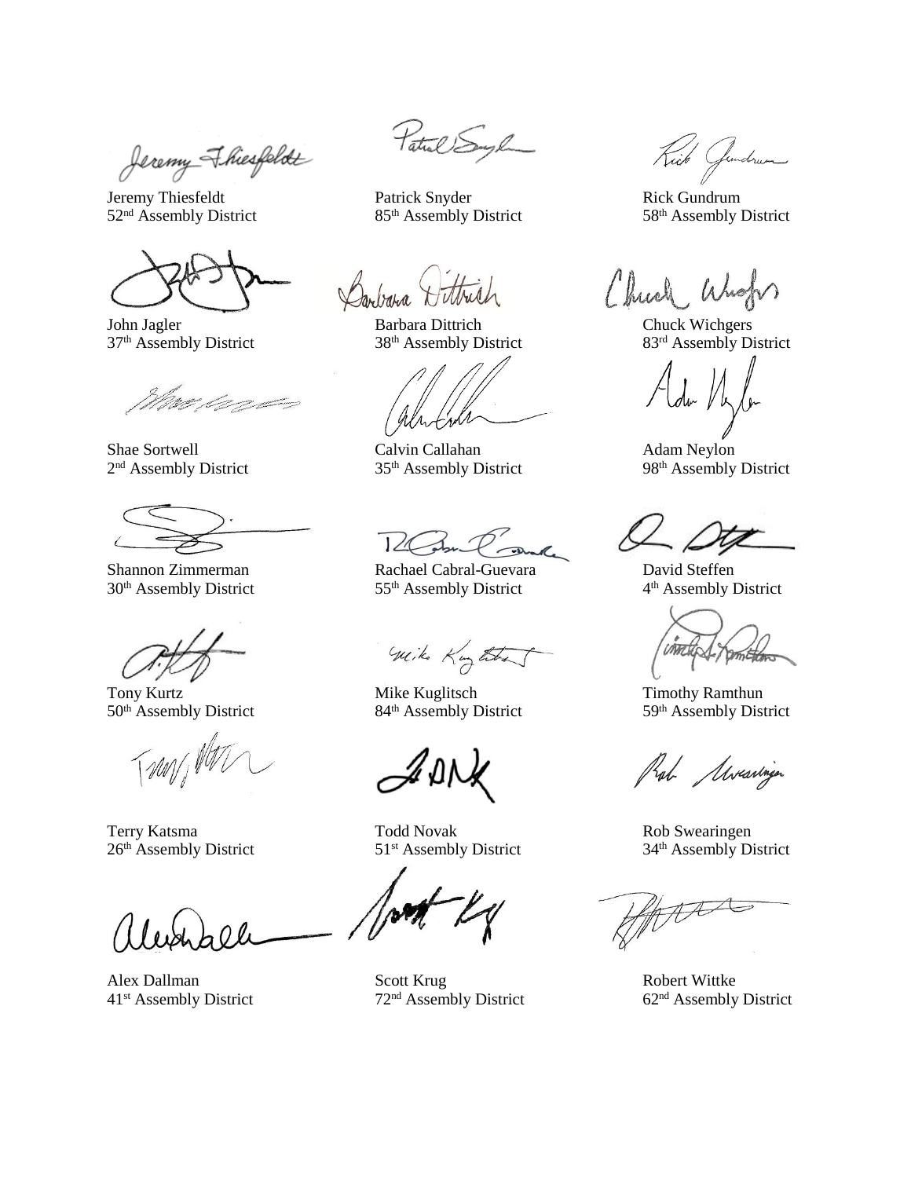Jeremy Thiesfeldt
52nd Assembly District

Patrick Snyder
85th Assembly District

Rick Gundrum
58th Assembly District

John Jagler
37th Assembly District

Barbara Dittrich
38th Assembly District

Chuck Wichgers
83rd Assembly District

Shae Sortwell
2nd Assembly District

Calvin Callahan
35th Assembly District

Adam Neylon
98th Assembly District

Shannon Zimmerman
30th Assembly District

Rachael Cabral-Guevara
55th Assembly District

David Steffen
4th Assembly District

Tony Kurtz
50th Assembly District

Mike Kuglitsch
84th Assembly District

Timothy Ramthun
59th Assembly District

Terry Katsma
26th Assembly District

Todd Novak
51st Assembly District

Rob Swearingen
34th Assembly District

Alex Dallman
41st Assembly District

Scott Krug
72nd Assembly District

Robert Wittke
62nd Assembly District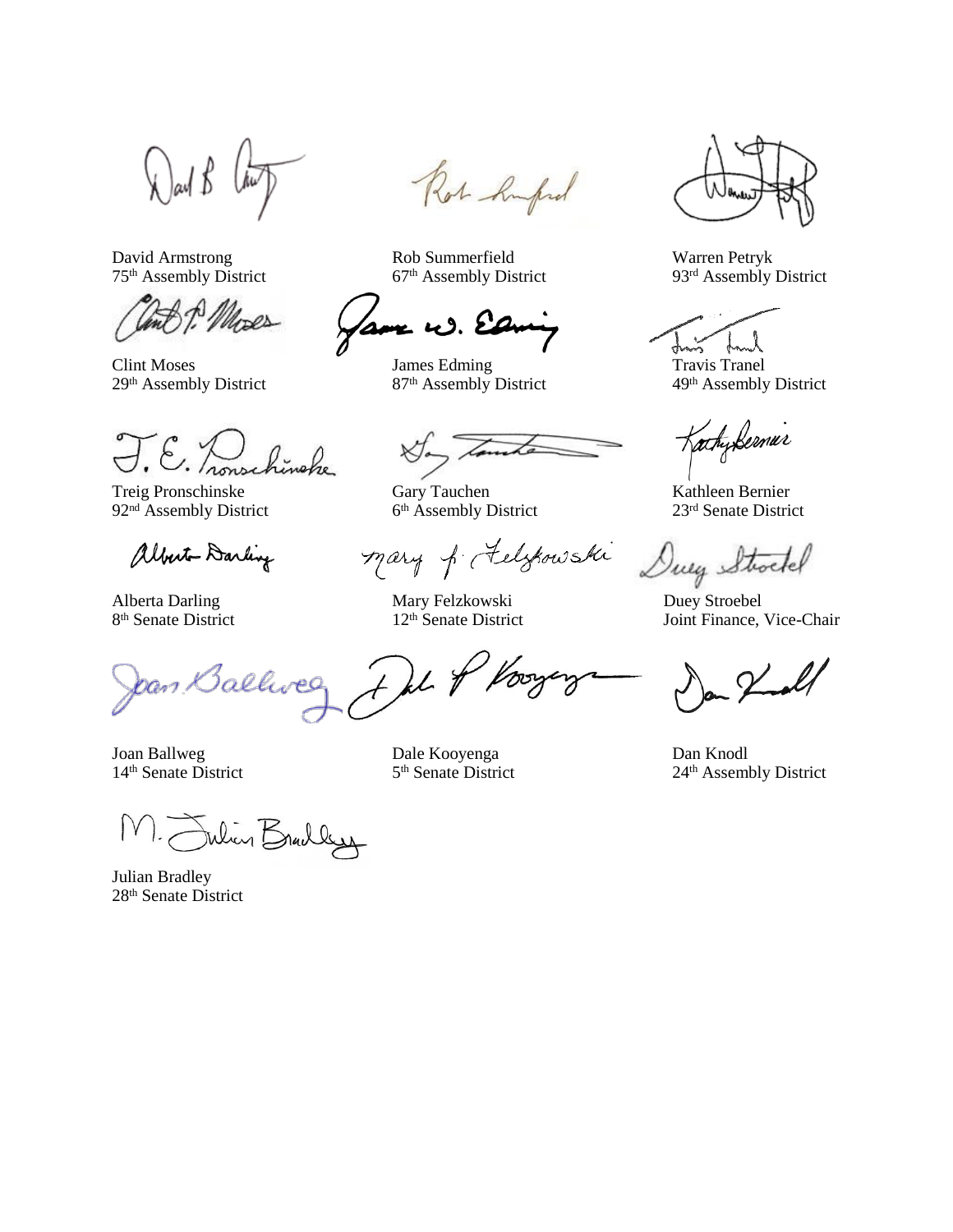David Armstrong
75th Assembly District

Rob Summerfield
67th Assembly District

Warren Petryk
93rd Assembly District

Clint Moses
29th Assembly District

James Edming
87th Assembly District

Travis Tranel
49th Assembly District

Treig Pronschinske
92nd Assembly District

Gary Tauchen
6th Assembly District

Kathleen Bernier
23rd Senate District

Alberta Darling
8th Senate District

Mary Felzkowski
12th Senate District

Duey Stroebel
Joint Finance, Vice-Chair

Joan Ballweg
14th Senate District

Dale Kooyenga
5th Senate District

Dan Knodl
24th Assembly District

Julian Bradley
28th Senate District